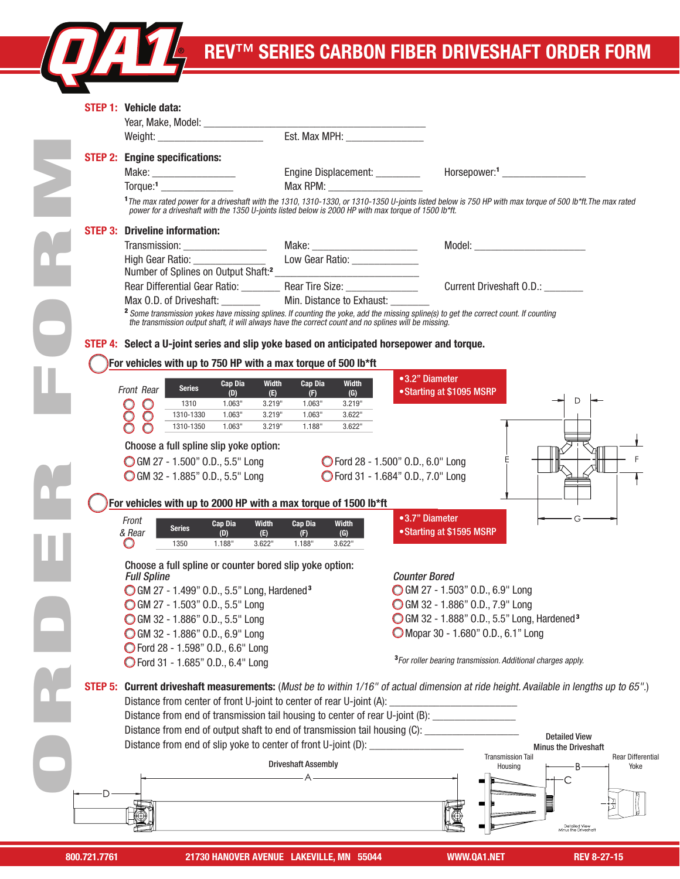# REV™ SERIES CARBON FIBER DRIVESHAFT ORDER FORM

**STEP 1: Vehicle data:**

Year, Make, Model: ___________________________

Weight: ________________ Est. Max MPH: ____________

**STEP 2: Engine specifications:**

Make: ____________ Engine Displacement: ________ Horsepower:[1] ____________

Torque:[1] ____________ Max RPM: ____________

[1] *The max rated power for a driveshaft with the 1310, 1310-1330, or 1310-1350 U-joints listed below is 750 HP with max torque of 500 lb\*ft. The max rated power for a driveshaft with the 1350 U-joints listed below is 2000 HP with max torque of 1500 lb\*ft.*

**STEP 3: Driveline information:**

Transmission: ____________ Make: ____________ Model: ____________

High Gear Ratio: ____________ Low Gear Ratio: ____________

Number of Splines on Output Shaft:[2] ____________

Rear Differential Gear Ratio: ________ Rear Tire Size: ____________ Current Driveshaft O.D.: ________

Max O.D. of Driveshaft: ________ Min. Distance to Exhaust: ________

[2] *Some transmission yokes have missing splines. If counting the yoke, add the missing spline(s) to get the correct count. If counting the transmission output shaft, it will always have the correct count and no splines will be missing.*

**STEP 4: Select a U-joint series and slip yoke based on anticipated horsepower and torque.**

◯ **For vehicles with up to 750 HP with a max torque of 500 lb\*ft**

- 3.2" Diameter
- Starting at $1095 MSRP

| Front | Rear | Series | Cap Dia (D) | Width (E) | Cap Dia (F) | Width (G) |
|---|---|---|---|---|---|---|
| ◯ | ◯ | 1310 | 1.063" | 3.219" | 1.063" | 3.219" |
| ◯ | ◯ | 1310-1330 | 1.063" | 3.219" | 1.063" | 3.622" |
| ◯ | ◯ | 1310-1350 | 1.063" | 3.219" | 1.188" | 3.622" |

Choose a full spline slip yoke option:

- ◯ GM 27 - 1.500" O.D., 5.5" Long
- ◯ GM 32 - 1.885" O.D., 5.5" Long
- ◯ Ford 28 - 1.500" O.D., 6.0" Long
- ◯ Ford 31 - 1.684" O.D., 7.0" Long

◯ **For vehicles with up to 2000 HP with a max torque of 1500 lb\*ft**

- 3.7" Diameter
- Starting at $1595 MSRP

| Front & Rear | Series | Cap Dia (D) | Width (E) | Cap Dia (F) | Width (G) |
|---|---|---|---|---|---|
| ◯ | 1350 | 1.188" | 3.622" | 1.188" | 3.622" |

Choose a full spline or counter bored slip yoke option:

*Full Spline*

- ◯ GM 27 - 1.499" O.D., 5.5" Long, Hardened[3]
- ◯ GM 27 - 1.503" O.D., 5.5" Long
- ◯ GM 32 - 1.886" O.D., 5.5" Long
- ◯ GM 32 - 1.886" O.D., 6.9" Long
- ◯ Ford 28 - 1.598" O.D., 6.6" Long
- ◯ Ford 31 - 1.685" O.D., 6.4" Long

*Counter Bored*

- ◯ GM 27 - 1.503" O.D., 6.9" Long
- ◯ GM 32 - 1.886" O.D., 7.9" Long
- ◯ GM 32 - 1.888" O.D., 5.5" Long, Hardened[3]
- ◯ Mopar 30 - 1.680" O.D., 6.1" Long

[3] *For roller bearing transmission. Additional charges apply.*

**STEP 5: Current driveshaft measurements:** (*Must be to within 1/16" of actual dimension at ride height. Available in lengths up to 65".*)

Distance from center of front U-joint to center of rear U-joint (A): ____________

Distance from end of transmission tail housing to center of rear U-joint (B): ____________

Distance from end of output shaft to end of transmission tail housing (C): ____________

Distance from end of slip yoke to center of front U-joint (D): ____________

Driveshaft Assembly

Detailed View Minus the Driveshaft

Transmission Tail Housing — Rear Differential Yoke

800.721.7761 — 21730 HANOVER AVENUE LAKEVILLE, MN 55044 — WWW.QA1.NET — REV 8-27-15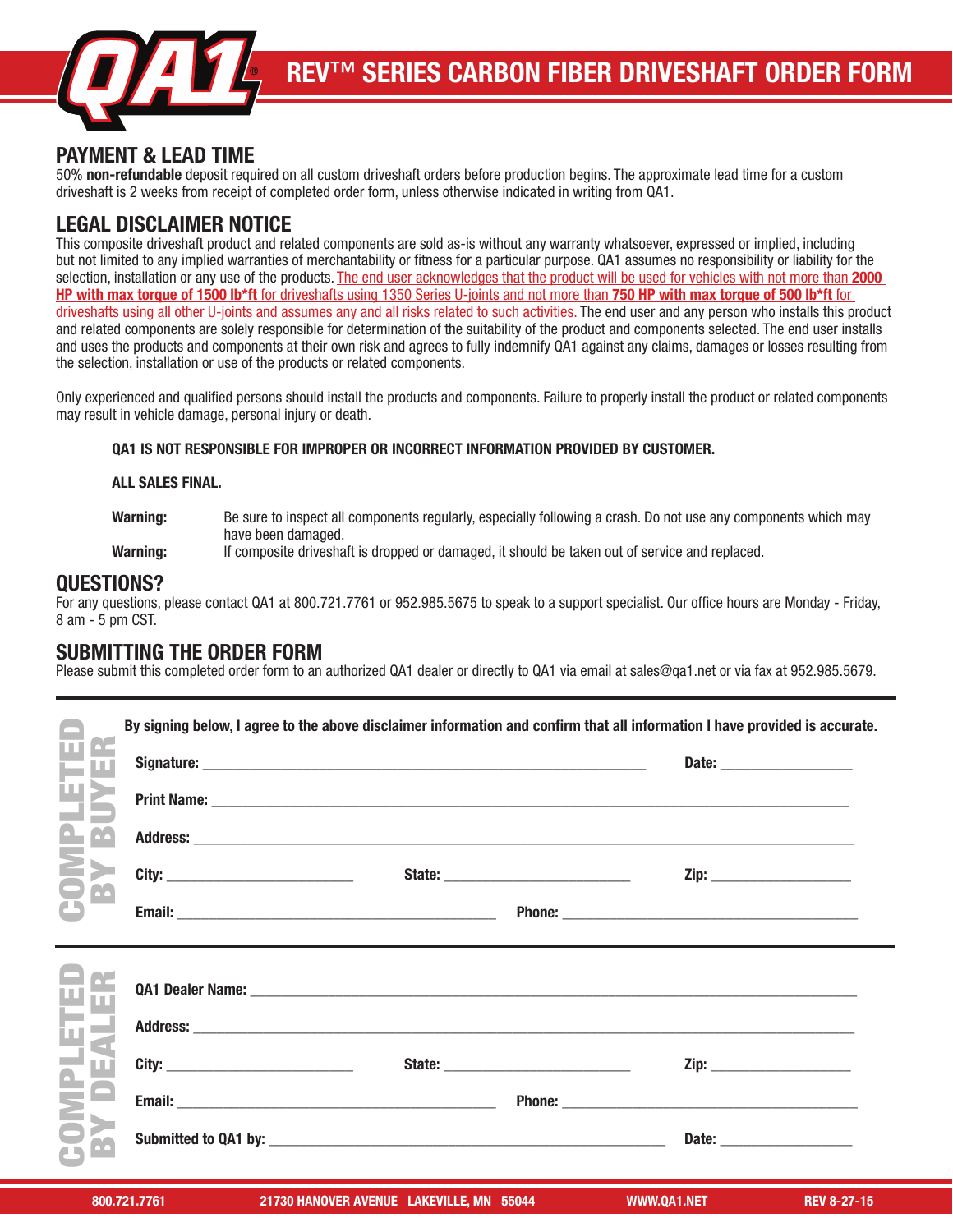# REV™ SERIES CARBON FIBER DRIVESHAFT ORDER FORM

## PAYMENT & LEAD TIME

50% **non-refundable** deposit required on all custom driveshaft orders before production begins. The approximate lead time for a custom driveshaft is 2 weeks from receipt of completed order form, unless otherwise indicated in writing from QA1.

## LEGAL DISCLAIMER NOTICE

This composite driveshaft product and related components are sold as-is without any warranty whatsoever, expressed or implied, including but not limited to any implied warranties of merchantability or fitness for a particular purpose. QA1 assumes no responsibility or liability for the selection, installation or any use of the products. The end user acknowledges that the product will be used for vehicles with not more than **2000 HP with max torque of 1500 lb*ft** for driveshafts using 1350 Series U-joints and not more than **750 HP with max torque of 500 lb*ft** for driveshafts using all other U-joints and assumes any and all risks related to such activities. The end user and any person who installs this product and related components are solely responsible for determination of the suitability of the product and components selected. The end user installs and uses the products and components at their own risk and agrees to fully indemnify QA1 against any claims, damages or losses resulting from the selection, installation or use of the products or related components.

Only experienced and qualified persons should install the products and components. Failure to properly install the product or related components may result in vehicle damage, personal injury or death.

**QA1 IS NOT RESPONSIBLE FOR IMPROPER OR INCORRECT INFORMATION PROVIDED BY CUSTOMER.**

**ALL SALES FINAL.**

**Warning:** Be sure to inspect all components regularly, especially following a crash. Do not use any components which may have been damaged.

**Warning:** If composite driveshaft is dropped or damaged, it should be taken out of service and replaced.

## QUESTIONS?

For any questions, please contact QA1 at 800.721.7761 or 952.985.5675 to speak to a support specialist. Our office hours are Monday - Friday, 8 am - 5 pm CST.

## SUBMITTING THE ORDER FORM

Please submit this completed order form to an authorized QA1 dealer or directly to QA1 via email at sales@qa1.net or via fax at 952.985.5679.

---

**COMPLETED BY BUYER**

**By signing below, I agree to the above disclaimer information and confirm that all information I have provided is accurate.**

**Signature:** ______________________________ **Date:** ______________

**Print Name:** ______________________________

**Address:** ______________________________

**City:** ______________ **State:** ______________ **Zip:** ______________

**Email:** ______________________ **Phone:** ______________________

---

**COMPLETED BY DEALER**

**QA1 Dealer Name:** ______________________________

**Address:** ______________________________

**City:** ______________ **State:** ______________ **Zip:** ______________

**Email:** ______________________ **Phone:** ______________________

**Submitted to QA1 by:** ______________________________ **Date:** ______________

800.721.7761 | 21730 HANOVER AVENUE LAKEVILLE, MN 55044 | WWW.QA1.NET | REV 8-27-15